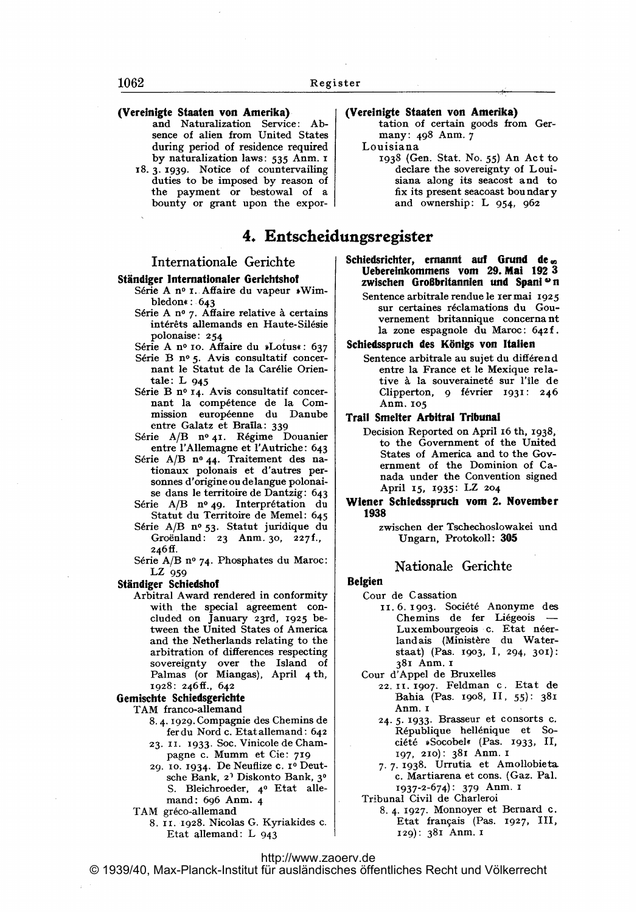**(Vereinigte Staaten von Amerika)**

and Naturalization Service: Absence of alien from United States during period of residence required by naturalization laws: 535 Anm. 1

18. 3. 1939. Notice of countervailing duties to be imposed by reason of the payment or bestowal of a bounty or grant upon the exportation of certain goods from Germany: 498 Anm. 7

Louisiana

1938 (Gen. Stat. No. 55) An Act to declare the sovereignty of Louisiana along its seacost and to fix its present seacoast boundary and ownership: L 954, 962

## 4. Entscheidungsregister

### Internationale Gerichte

**Ständiger Internationaler Gerichtshof**

Série A no 1. Affaire du vapeur »Wimbledon«: 643

Série A no 7. Affaire relative à certains intérêts allemands en Haute-Silésie polonaise: 254

Série A no 10. Affaire du »Lotus«: 637

Série B no 5. Avis consultatif concernant le Statut de la Carélie Orientale: L 945

Série B no 14. Avis consultatif concernant la compétence de la Commission européenne du Danube entre Galatz et Braïla: 339

Série A/B no 41. Régime Douanier entre l'Allemagne et l'Autriche: 643

Série A/B no 44. Traitement des nationaux polonais et d'autres personnes d'origine ou de langue polonaise dans le territoire de Dantzig: 643

Série A/B no 49. Interprétation du Statut du Territoire de Memel: 645

Série A/B no 53. Statut juridique du Groënland: 23 Anm. 30, 227f., 246ff.

Série A/B no 74. Phosphates du Maroc: LZ 959

**Ständiger Schiedshof**

Arbitral Award rendered in conformity with the special agreement concluded on January 23rd, 1925 between the United States of America and the Netherlands relating to the arbitration of differences respecting sovereignty over the Island of Palmas (or Miangas), April 4th, 1928: 246ff., 642

**Gemischte Schiedsgerichte**

TAM franco-allemand

8. 4. 1929. Compagnie des Chemins de fer du Nord c. Etat allemand: 642

23. 11. 1933. Soc. Vinicole de Champagne c. Mumm et Cie: 719

29. 10. 1934. De Neuflize c. 1o Deutsche Bank, 2o Diskonto Bank, 3o S. Bleichroeder, 4o Etat allemand: 696 Anm. 4

TAM gréco-allemand

8. 11. 1928. Nicolas G. Kyriakides c. Etat allemand: L 943

**Schiedsrichter, ernannt auf Grund des Uebereinkommens vom 29. Mai 1923 zwischen Großbritannien und Spanien**

Sentence arbitrale rendue le 1er mai 1925 sur certaines réclamations du Gouvernement britannique concernant la zone espagnole du Maroc: 642f.

**Schiedsspruch des Königs von Italien**

Sentence arbitrale au sujet du différend entre la France et le Mexique relative à la souveraineté sur l'île de Clipperton, 9 février 1931: 246 Anm. 105

**Trail Smelter Arbitral Tribunal**

Decision Reported on April 16th, 1938, to the Government of the United States of America and to the Government of the Dominion of Canada under the Convention signed April 15, 1935: LZ 204

**Wiener Schiedsspruch vom 2. November 1938**

zwischen der Tschechoslowakei und Ungarn, Protokoll: **305**

### Nationale Gerichte

**Belgien**

Cour de Cassation

11. 6. 1903. Société Anonyme des Chemins de fer Liégeois — Luxembourgeois c. Etat néerlandais (Ministère du Waterstaat) (Pas. 1903, I, 294, 301): 381 Anm. 1

Cour d'Appel de Bruxelles

22. 11. 1907. Feldman c. Etat de Bahia (Pas. 1908, II, 55): 381 Anm. 1

24. 5. 1933. Brasseur et consorts c. République hellénique et Société »Socobel« (Pas. 1933, II, 197, 210): 381 Anm. 1

7. 7. 1938. Urrutia et Amollobieta c. Martiarena et cons. (Gaz. Pal. 1937-2-674): 379 Anm. 1

Tribunal Civil de Charleroi

8. 4. 1927. Monnoyer et Bernard c. Etat français (Pas. 1927, III, 129): 381 Anm. 1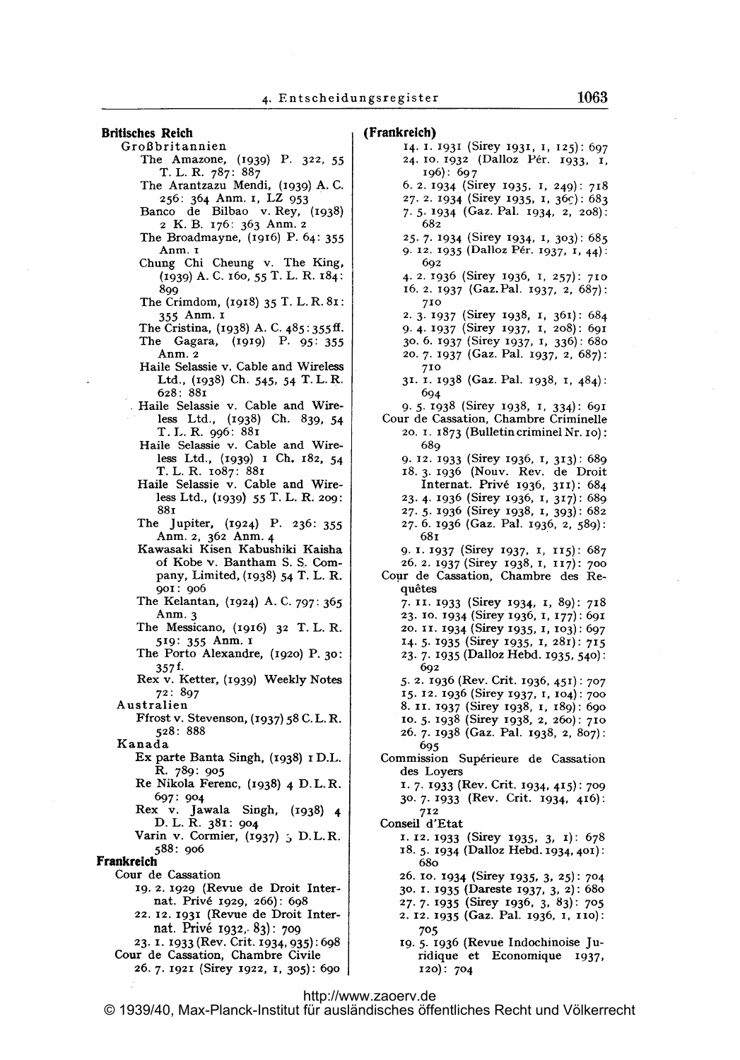**Britisches Reich**

Großbritannien

- The Amazone, (1939) P. 322, 55 T. L. R. 787: 887
- The Arantzazu Mendi, (1939) A. C. 256: 364 Anm. 1, LZ 953
- Banco de Bilbao v. Rey, (1938) 2 K. B. 176: 363 Anm. 2
- The Broadmayne, (1916) P. 64: 355 Anm. 1
- Chung Chi Cheung v. The King, (1939) A. C. 160, 55 T. L. R. 184: 899
- The Crimdom, (1918) 35 T. L. R. 81: 355 Anm. 1
- The Cristina, (1938) A. C. 485: 355 ff.
- The Gagara, (1919) P. 95: 355 Anm. 2
- Haile Selassie v. Cable and Wireless Ltd., (1938) Ch. 545, 54 T. L. R. 628: 881
- Haile Selassie v. Cable and Wireless Ltd., (1938) Ch. 839, 54 T. L. R. 996: 881
- Haile Selassie v. Cable and Wireless Ltd., (1939) 1 Ch. 182, 54 T. L. R. 1087: 881
- Haile Selassie v. Cable and Wireless Ltd., (1939) 55 T. L. R. 209: 881
- The Jupiter, (1924) P. 236: 355 Anm. 2, 362 Anm. 4
- Kawasaki Kisen Kabushiki Kaisha of Kobe v. Bantham S. S. Company, Limited, (1938) 54 T. L. R. 901: 906
- The Kelantan, (1924) A. C. 797: 365 Anm. 3
- The Messicano, (1916) 32 T. L. R. 519: 355 Anm. 1
- The Porto Alexandre, (1920) P. 30: 357 f.
- Rex v. Ketter, (1939) Weekly Notes 72: 897

Australien

- Ffrost v. Stevenson, (1937) 58 C. L. R. 528: 888

Kanada

- Ex parte Banta Singh, (1938) 1 D. L. R. 789: 905
- Re Nikola Ferenc, (1938) 4 D. L. R. 697: 904
- Rex v. Jawala Singh, (1938) 4 D. L. R. 381: 904
- Varin v. Cormier, (1937) 3 D. L. R. 588: 906

**Frankreich**

Cour de Cassation

- 19. 2. 1929 (Revue de Droit Internat. Privé 1929, 266): 698
- 22. 12. 1931 (Revue de Droit Internat. Privé 1932, 83): 709
- 23. 1. 1933 (Rev. Crit. 1934, 935): 698

Cour de Cassation, Chambre Civile

- 26. 7. 1921 (Sirey 1922, 1, 305): 690

**(Frankreich)**

- 14. 1. 1931 (Sirey 1931, 1, 125): 697
- 24. 10. 1932 (Dalloz Pér. 1933, 1, 196): 697
- 6. 2. 1934 (Sirey 1935, 1, 249): 718
- 27. 2. 1934 (Sirey 1935, 1, 365): 683
- 7. 5. 1934 (Gaz. Pal. 1934, 2, 208): 682
- 25. 7. 1934 (Sirey 1934, 1, 303): 685
- 9. 12. 1935 (Dalloz Pér. 1937, 1, 44): 692
- 4. 2. 1936 (Sirey 1936, 1, 257): 710
- 16. 2. 1937 (Gaz. Pal. 1937, 2, 687): 710
- 2. 3. 1937 (Sirey 1938, 1, 361): 684
- 9. 4. 1937 (Sirey 1937, 1, 208): 691
- 30. 6. 1937 (Sirey 1937, 1, 336): 680
- 20. 7. 1937 (Gaz. Pal. 1937, 2, 687): 710
- 31. 1. 1938 (Gaz. Pal. 1938, 1, 484): 694
- 9. 5. 1938 (Sirey 1938, 1, 334): 691

Cour de Cassation, Chambre Criminelle

- 20. 1. 1873 (Bulletin criminel Nr. 10): 689
- 9. 12. 1933 (Sirey 1936, 1, 313): 689
- 18. 3. 1936 (Nouv. Rev. de Droit Internat. Privé 1936, 311): 684
- 23. 4. 1936 (Sirey 1936, 1, 317): 689
- 27. 5. 1936 (Sirey 1938, 1, 393): 682
- 27. 6. 1936 (Gaz. Pal. 1936, 2, 589): 681
- 9. 1. 1937 (Sirey 1937, 1, 115): 687
- 26. 2. 1937 (Sirey 1938, 1, 117): 700

Cour de Cassation, Chambre des Requêtes

- 7. 11. 1933 (Sirey 1934, 1, 89): 718
- 23. 10. 1934 (Sirey 1936, 1, 177): 691
- 20. 11. 1934 (Sirey 1935, 1, 103): 697
- 14. 5. 1935 (Sirey 1935, 1, 281): 715
- 23. 7. 1935 (Dalloz Hebd. 1935, 540): 692
- 5. 2. 1936 (Rev. Crit. 1936, 451): 707
- 15. 12. 1936 (Sirey 1937, 1, 104): 700
- 8. 11. 1937 (Sirey 1938, 1, 189): 690
- 10. 5. 1938 (Sirey 1938, 2, 260): 710
- 26. 7. 1938 (Gaz. Pal. 1938, 2, 807): 695

Commission Supérieure de Cassation des Loyers

- 1. 7. 1933 (Rev. Crit. 1934, 415): 709
- 30. 7. 1933 (Rev. Crit. 1934, 416): 712

Conseil d'Etat

- 1. 12. 1933 (Sirey 1935, 3, 1): 678
- 18. 5. 1934 (Dalloz Hebd. 1934, 401): 680
- 26. 10. 1934 (Sirey 1935, 3, 25): 704
- 30. 1. 1935 (Dareste 1937, 3, 2): 680
- 27. 7. 1935 (Sirey 1936, 3, 83): 705
- 2. 12. 1935 (Gaz. Pal. 1936, 1, 110): 705
- 19. 5. 1936 (Revue Indochinoise Juridique et Economique 1937, 120): 704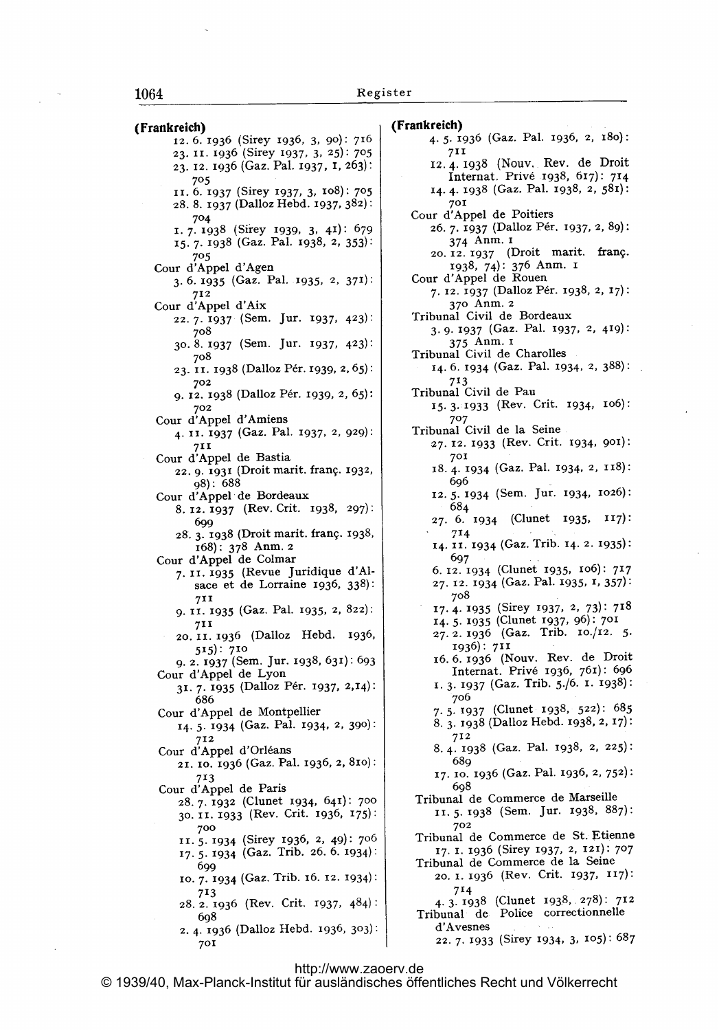**(Frankreich)**

12. 6. 1936 (Sirey 1936, 3, 90): 716
23. 11. 1936 (Sirey 1937, 3, 25): 705
23. 12. 1936 (Gaz. Pal. 1937, 1, 263): 705
11. 6. 1937 (Sirey 1937, 3, 108): 705
28. 8. 1937 (Dalloz Hebd. 1937, 382): 704
1. 7. 1938 (Sirey 1939, 3, 41): 679
15. 7. 1938 (Gaz. Pal. 1938, 2, 353): 705

Cour d'Appel d'Agen
3. 6. 1935 (Gaz. Pal. 1935, 2, 371): 712

Cour d'Appel d'Aix
22. 7. 1937 (Sem. Jur. 1937, 423): 708
30. 8. 1937 (Sem. Jur. 1937, 423): 708
23. 11. 1938 (Dalloz Pér. 1939, 2, 65): 702
9. 12. 1938 (Dalloz Pér. 1939, 2, 65): 702

Cour d'Appel d'Amiens
4. 11. 1937 (Gaz. Pal. 1937, 2, 929): 711

Cour d'Appel de Bastia
22. 9. 1931 (Droit marit. franç. 1932, 98): 688

Cour d'Appel de Bordeaux
8. 12. 1937 (Rev. Crit. 1938, 297): 699
28. 3. 1938 (Droit marit. franç. 1938, 168): 378 Anm. 2

Cour d'Appel de Colmar
7. 11. 1935 (Revue Juridique d'Alsace et de Lorraine 1936, 338): 711
9. 11. 1935 (Gaz. Pal. 1935, 2, 822): 711
20. 11. 1936 (Dalloz Hebd. 1936, 515): 710
9. 2. 1937 (Sem. Jur. 1938, 631): 693

Cour d'Appel de Lyon
31. 7. 1935 (Dalloz Pér. 1937, 2,14): 686

Cour d'Appel de Montpellier
14. 5. 1934 (Gaz. Pal. 1934, 2, 390): 712

Cour d'Appel d'Orléans
21. 10. 1936 (Gaz. Pal. 1936, 2, 810): 713

Cour d'Appel de Paris
28. 7. 1932 (Clunet 1934, 641): 700
30. 11. 1933 (Rev. Crit. 1936, 175): 700
11. 5. 1934 (Sirey 1936, 2, 49): 706
17. 5. 1934 (Gaz. Trib. 26. 6. 1934): 699
10. 7. 1934 (Gaz. Trib. 16. 12. 1934): 713
28. 2. 1936 (Rev. Crit. 1937, 484): 698
2. 4. 1936 (Dalloz Hebd. 1936, 303): 701

**(Frankreich)**

4. 5. 1936 (Gaz. Pal. 1936, 2, 180): 711
12. 4. 1938 (Nouv. Rev. de Droit Internat. Privé 1938, 617): 714
14. 4. 1938 (Gaz. Pal. 1938, 2, 581): 701

Cour d'Appel de Poitiers
26. 7. 1937 (Dalloz Pér. 1937, 2, 89): 374 Anm. 1
20. 12. 1937 (Droit marit. franç. 1938, 74): 376 Anm. 1

Cour d'Appel de Rouen
7. 12. 1937 (Dalloz Pér. 1938, 2, 17): 370 Anm. 2

Tribunal Civil de Bordeaux
3. 9. 1937 (Gaz. Pal. 1937, 2, 419): 375 Anm. 1

Tribunal Civil de Charolles
14. 6. 1934 (Gaz. Pal. 1934, 2, 388): 713

Tribunal Civil de Pau
15. 3. 1933 (Rev. Crit. 1934, 106): 707

Tribunal Civil de la Seine
27. 12. 1933 (Rev. Crit. 1934, 901): 701
18. 4. 1934 (Gaz. Pal. 1934, 2, 118): 696
12. 5. 1934 (Sem. Jur. 1934, 1026): 684
27. 6. 1934 (Clunet 1935, 117): 714
14. 11. 1934 (Gaz. Trib. 14. 2. 1935): 697
6. 12. 1934 (Clunet 1935, 106): 717
27. 12. 1934 (Gaz. Pal. 1935, 1, 357): 708
17. 4. 1935 (Sirey 1937, 2, 73): 718
14. 5. 1935 (Clunet 1937, 96): 701
27. 2. 1936 (Gaz. Trib. 10./12. 5. 1936): 711
16. 6. 1936 (Nouv. Rev. de Droit Internat. Privé 1936, 761): 696
1. 3. 1937 (Gaz. Trib. 5./6. 1. 1938): 706
7. 5. 1937 (Clunet 1938, 522): 685
8. 3. 1938 (Dalloz Hebd. 1938, 2, 17): 712
8. 4. 1938 (Gaz. Pal. 1938, 2, 225): 689
17. 10. 1936 (Gaz. Pal. 1936, 2, 752): 698

Tribunal de Commerce de Marseille
11. 5. 1938 (Sem. Jur. 1938, 887): 702

Tribunal de Commerce de St. Etienne
17. 1. 1936 (Sirey 1937, 2, 121): 707

Tribunal de Commerce de la Seine
20. 1. 1936 (Rev. Crit. 1937, 117): 714
4. 3. 1938 (Clunet 1938, 278): 712

Tribunal de Police correctionnelle d'Avesnes
22. 7. 1933 (Sirey 1934, 3, 105): 687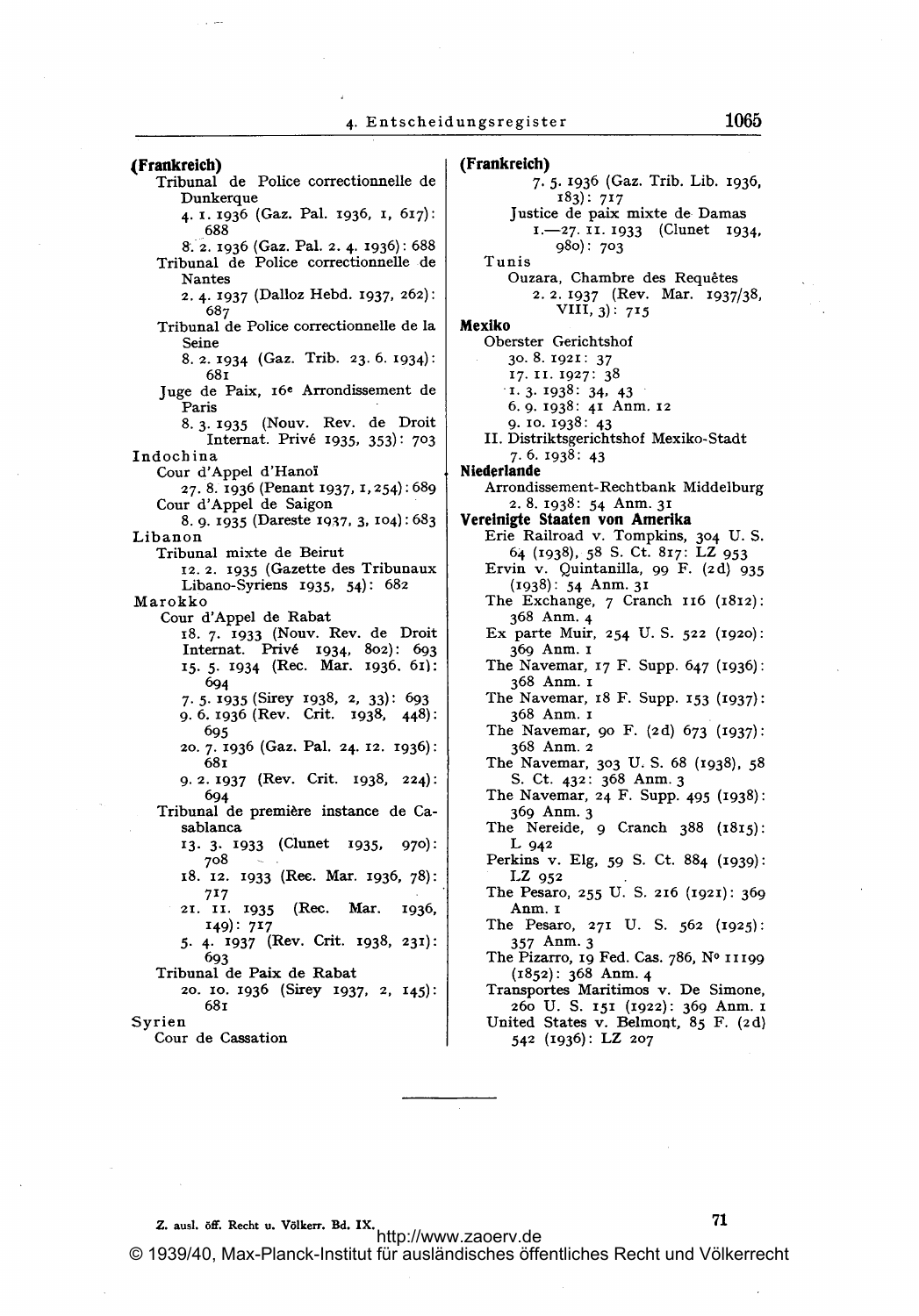**(Frankreich)**

Tribunal de Police correctionnelle de Dunkerque

4. 1. 1936 (Gaz. Pal. 1936, 1, 617): 688

8. 2. 1936 (Gaz. Pal. 2. 4. 1936): 688

Tribunal de Police correctionnelle de Nantes

2. 4. 1937 (Dalloz Hebd. 1937, 262): 687

Tribunal de Police correctionnelle de la Seine

8. 2. 1934 (Gaz. Trib. 23. 6. 1934): 681

Juge de Paix, 16e Arrondissement de Paris

8. 3. 1935 (Nouv. Rev. de Droit Internat. Privé 1935, 353): 703

Indochina

Cour d'Appel d'Hanoï

27. 8. 1936 (Penant 1937, 1, 254): 689

Cour d'Appel de Saigon

8. 9. 1935 (Dareste 1937, 3, 104): 683

Libanon

Tribunal mixte de Beirut

12. 2. 1935 (Gazette des Tribunaux Libano-Syriens 1935, 54): 682

Marokko

Cour d'Appel de Rabat

18. 7. 1933 (Nouv. Rev. de Droit Internat. Privé 1934, 802): 693

15. 5. 1934 (Rec. Mar. 1936, 61): 694

7. 5. 1935 (Sirey 1938, 2, 33): 693

9. 6. 1936 (Rev. Crit. 1938, 448): 695

20. 7. 1936 (Gaz. Pal. 24. 12. 1936): 681

9. 2. 1937 (Rev. Crit. 1938, 224): 694

Tribunal de première instance de Casablanca

13. 3. 1933 (Clunet 1935, 970): 708

18. 12. 1933 (Rec. Mar. 1936, 78): 717

21. 11. 1935 (Rec. Mar. 1936, 149): 717

5. 4. 1937 (Rev. Crit. 1938, 231): 693

Tribunal de Paix de Rabat

20. 10. 1936 (Sirey 1937, 2, 145): 681

Syrien

Cour de Cassation

**(Frankreich)**

7. 5. 1936 (Gaz. Trib. Lib. 1936, 183): 717

Justice de paix mixte de Damas

1.—27. 11. 1933 (Clunet 1934, 980): 703

Tunis

Ouzara, Chambre des Requêtes

2. 2. 1937 (Rev. Mar. 1937/38, VIII, 3): 715

**Mexiko**

Oberster Gerichtshof

30. 8. 1921: 37

17. 11. 1927: 38

1. 3. 1938: 34, 43

6. 9. 1938: 41 Anm. 12

9. 10. 1938: 43

II. Distriktsgerichtshof Mexiko-Stadt

7. 6. 1938: 43

**Niederlande**

Arrondissement-Rechtbank Middelburg

2. 8. 1938: 54 Anm. 31

**Vereinigte Staaten von Amerika**

Erie Railroad v. Tompkins, 304 U. S. 64 (1938), 58 S. Ct. 817: LZ 953

Ervin v. Quintanilla, 99 F. (2d) 935 (1938): 54 Anm. 31

The Exchange, 7 Cranch 116 (1812): 368 Anm. 4

Ex parte Muir, 254 U. S. 522 (1920): 369 Anm. 1

The Navemar, 17 F. Supp. 647 (1936): 368 Anm. 1

The Navemar, 18 F. Supp. 153 (1937): 368 Anm. 1

The Navemar, 90 F. (2d) 673 (1937): 368 Anm. 2

The Navemar, 303 U. S. 68 (1938), 58 S. Ct. 432: 368 Anm. 3

The Navemar, 24 F. Supp. 495 (1938): 369 Anm. 3

The Nereide, 9 Cranch 388 (1815): L 942

Perkins v. Elg, 59 S. Ct. 884 (1939): LZ 952

The Pesaro, 255 U. S. 216 (1921): 369 Anm. 1

The Pesaro, 271 U. S. 562 (1925): 357 Anm. 3

The Pizarro, 19 Fed. Cas. 786, No 11199 (1852): 368 Anm. 4

Transportes Maritimos v. De Simone, 260 U. S. 151 (1922): 369 Anm. 1

United States v. Belmont, 85 F. (2d) 542 (1936): LZ 207